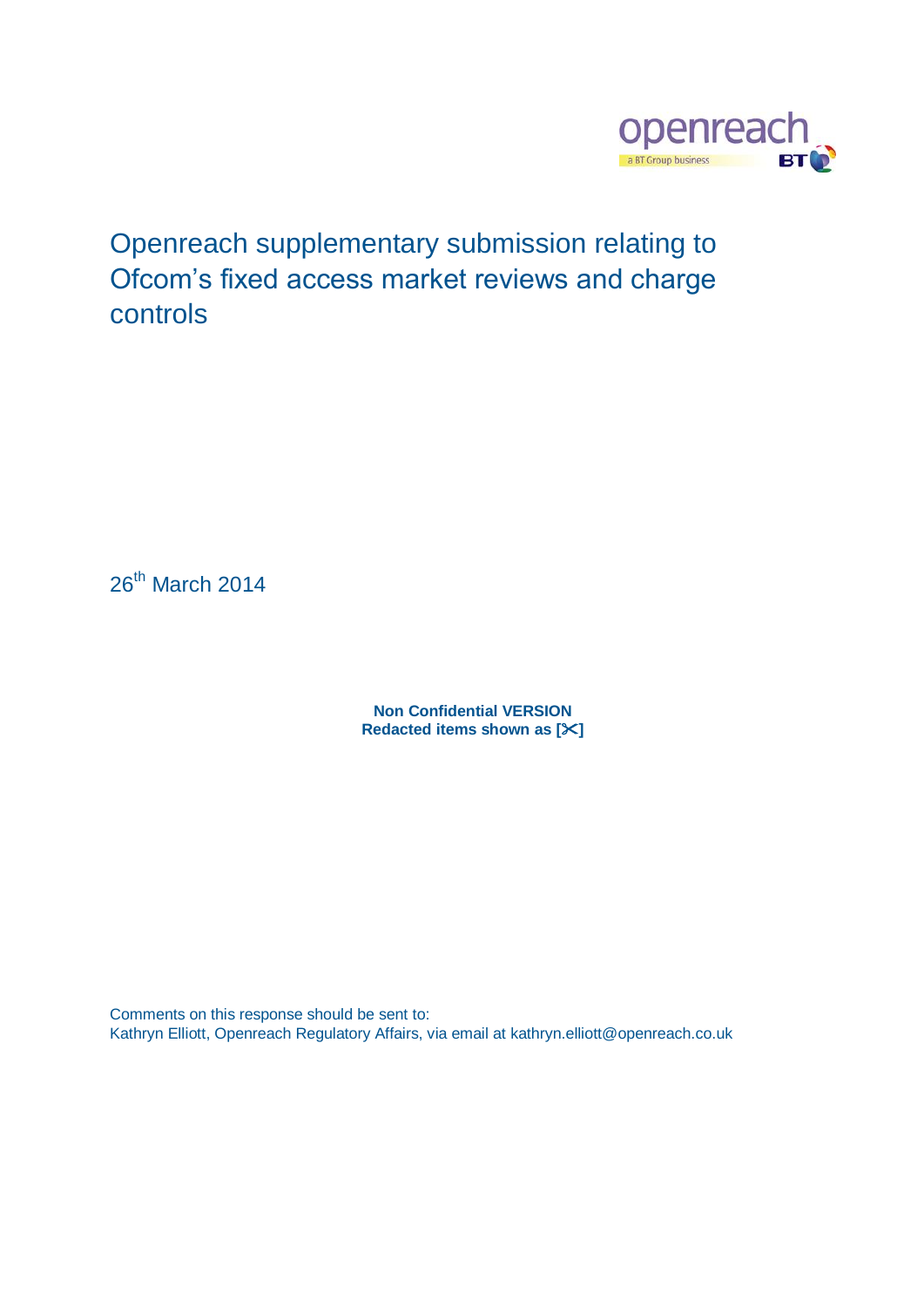# Openreach supplementary submission relating to Ofcom's fixed access market reviews and charge controls

26th March 2014

**Non Confidential VERSION**
**Redacted items shown as [✂]**

Comments on this response should be sent to:
Kathryn Elliott, Openreach Regulatory Affairs, via email at kathryn.elliott@openreach.co.uk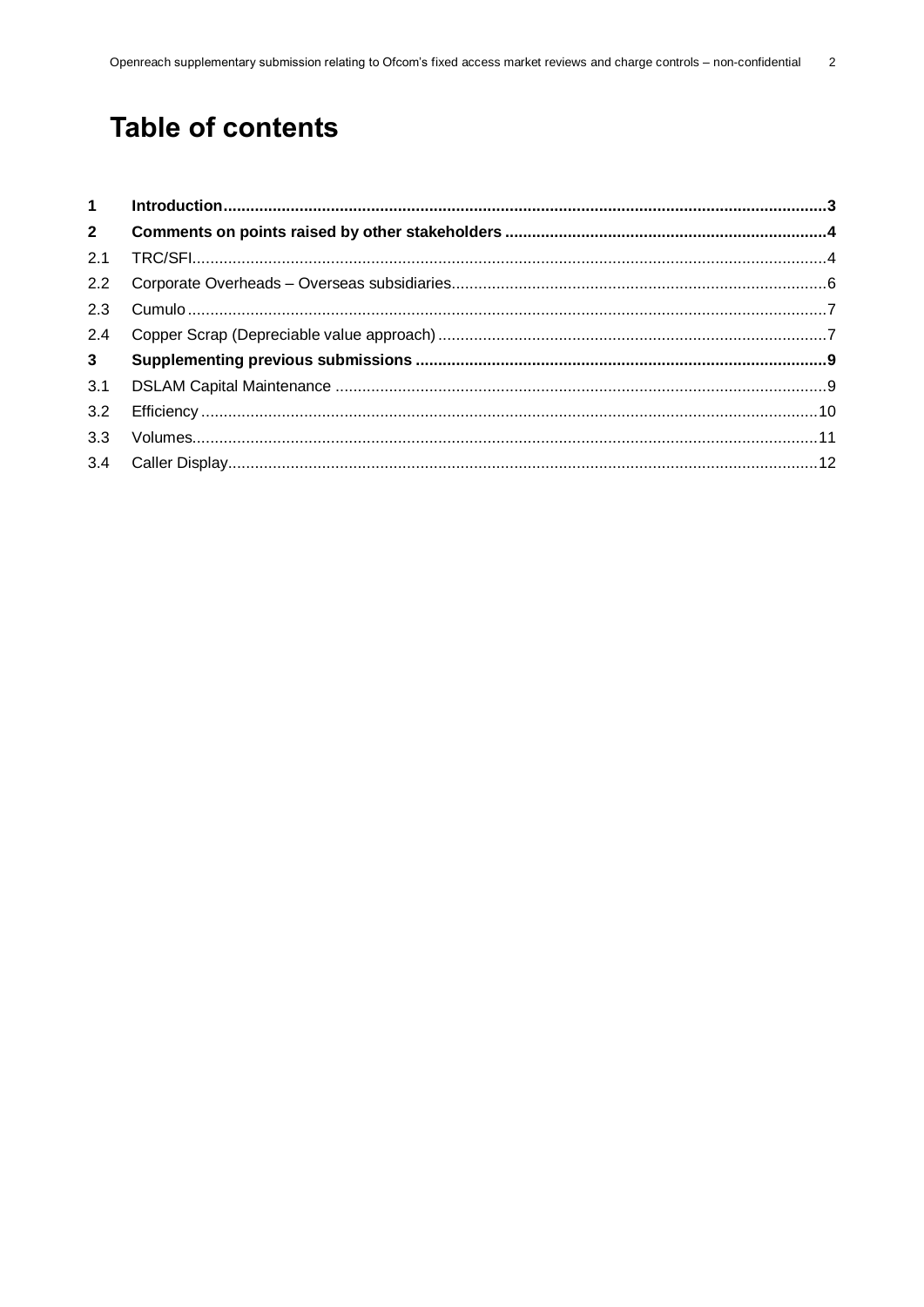# Table of contents

| | | |
|---|---|---|
| **1** | **Introduction** | **3** |
| **2** | **Comments on points raised by other stakeholders** | **4** |
| 2.1 | TRC/SFI | 4 |
| 2.2 | Corporate Overheads – Overseas subsidiaries | 6 |
| 2.3 | Cumulo | 7 |
| 2.4 | Copper Scrap (Depreciable value approach) | 7 |
| **3** | **Supplementing previous submissions** | **9** |
| 3.1 | DSLAM Capital Maintenance | 9 |
| 3.2 | Efficiency | 10 |
| 3.3 | Volumes | 11 |
| 3.4 | Caller Display | 12 |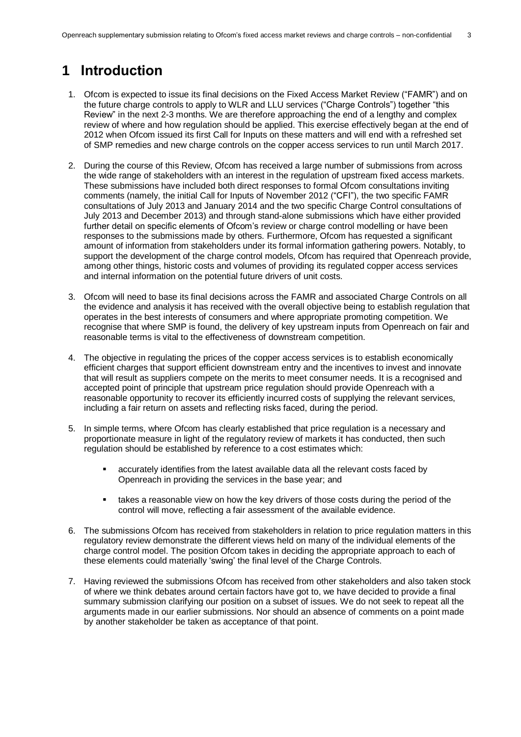# 1 Introduction

1. Ofcom is expected to issue its final decisions on the Fixed Access Market Review ("FAMR") and on the future charge controls to apply to WLR and LLU services ("Charge Controls") together "this Review" in the next 2-3 months. We are therefore approaching the end of a lengthy and complex review of where and how regulation should be applied. This exercise effectively began at the end of 2012 when Ofcom issued its first Call for Inputs on these matters and will end with a refreshed set of SMP remedies and new charge controls on the copper access services to run until March 2017.

2. During the course of this Review, Ofcom has received a large number of submissions from across the wide range of stakeholders with an interest in the regulation of upstream fixed access markets. These submissions have included both direct responses to formal Ofcom consultations inviting comments (namely, the initial Call for Inputs of November 2012 ("CFI"), the two specific FAMR consultations of July 2013 and January 2014 and the two specific Charge Control consultations of July 2013 and December 2013) and through stand-alone submissions which have either provided further detail on specific elements of Ofcom's review or charge control modelling or have been responses to the submissions made by others. Furthermore, Ofcom has requested a significant amount of information from stakeholders under its formal information gathering powers. Notably, to support the development of the charge control models, Ofcom has required that Openreach provide, among other things, historic costs and volumes of providing its regulated copper access services and internal information on the potential future drivers of unit costs.

3. Ofcom will need to base its final decisions across the FAMR and associated Charge Controls on all the evidence and analysis it has received with the overall objective being to establish regulation that operates in the best interests of consumers and where appropriate promoting competition. We recognise that where SMP is found, the delivery of key upstream inputs from Openreach on fair and reasonable terms is vital to the effectiveness of downstream competition.

4. The objective in regulating the prices of the copper access services is to establish economically efficient charges that support efficient downstream entry and the incentives to invest and innovate that will result as suppliers compete on the merits to meet consumer needs. It is a recognised and accepted point of principle that upstream price regulation should provide Openreach with a reasonable opportunity to recover its efficiently incurred costs of supplying the relevant services, including a fair return on assets and reflecting risks faced, during the period.

5. In simple terms, where Ofcom has clearly established that price regulation is a necessary and proportionate measure in light of the regulatory review of markets it has conducted, then such regulation should be established by reference to a cost estimates which:

   - accurately identifies from the latest available data all the relevant costs faced by Openreach in providing the services in the base year; and
   - takes a reasonable view on how the key drivers of those costs during the period of the control will move, reflecting a fair assessment of the available evidence.

6. The submissions Ofcom has received from stakeholders in relation to price regulation matters in this regulatory review demonstrate the different views held on many of the individual elements of the charge control model. The position Ofcom takes in deciding the appropriate approach to each of these elements could materially 'swing' the final level of the Charge Controls.

7. Having reviewed the submissions Ofcom has received from other stakeholders and also taken stock of where we think debates around certain factors have got to, we have decided to provide a final summary submission clarifying our position on a subset of issues. We do not seek to repeat all the arguments made in our earlier submissions. Nor should an absence of comments on a point made by another stakeholder be taken as acceptance of that point.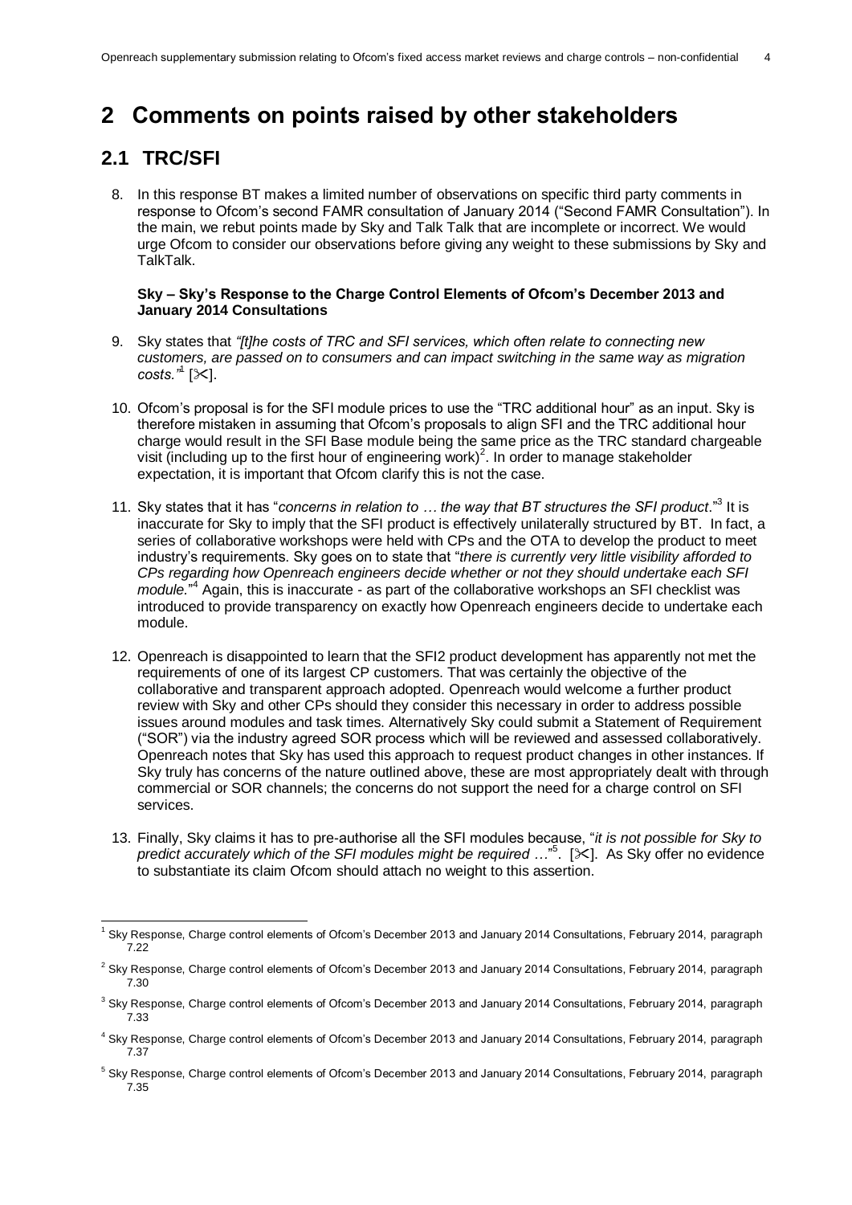# 2 Comments on points raised by other stakeholders

## 2.1 TRC/SFI

8. In this response BT makes a limited number of observations on specific third party comments in response to Ofcom's second FAMR consultation of January 2014 ("Second FAMR Consultation"). In the main, we rebut points made by Sky and Talk Talk that are incomplete or incorrect. We would urge Ofcom to consider our observations before giving any weight to these submissions by Sky and TalkTalk.

**Sky – Sky's Response to the Charge Control Elements of Ofcom's December 2013 and January 2014 Consultations**

9. Sky states that *"[t]he costs of TRC and SFI services, which often relate to connecting new customers, are passed on to consumers and can impact switching in the same way as migration costs."*[1] [✂].

10. Ofcom's proposal is for the SFI module prices to use the "TRC additional hour" as an input. Sky is therefore mistaken in assuming that Ofcom's proposals to align SFI and the TRC additional hour charge would result in the SFI Base module being the same price as the TRC standard chargeable visit (including up to the first hour of engineering work)[2]. In order to manage stakeholder expectation, it is important that Ofcom clarify this is not the case.

11. Sky states that it has "*concerns in relation to … the way that BT structures the SFI product*."[3] It is inaccurate for Sky to imply that the SFI product is effectively unilaterally structured by BT. In fact, a series of collaborative workshops were held with CPs and the OTA to develop the product to meet industry's requirements. Sky goes on to state that "*there is currently very little visibility afforded to CPs regarding how Openreach engineers decide whether or not they should undertake each SFI module.*"[4] Again, this is inaccurate - as part of the collaborative workshops an SFI checklist was introduced to provide transparency on exactly how Openreach engineers decide to undertake each module.

12. Openreach is disappointed to learn that the SFI2 product development has apparently not met the requirements of one of its largest CP customers. That was certainly the objective of the collaborative and transparent approach adopted. Openreach would welcome a further product review with Sky and other CPs should they consider this necessary in order to address possible issues around modules and task times. Alternatively Sky could submit a Statement of Requirement ("SOR") via the industry agreed SOR process which will be reviewed and assessed collaboratively. Openreach notes that Sky has used this approach to request product changes in other instances. If Sky truly has concerns of the nature outlined above, these are most appropriately dealt with through commercial or SOR channels; the concerns do not support the need for a charge control on SFI services.

13. Finally, Sky claims it has to pre-authorise all the SFI modules because, "*it is not possible for Sky to predict accurately which of the SFI modules might be required …*"[5]. [✂]. As Sky offer no evidence to substantiate its claim Ofcom should attach no weight to this assertion.

---

[1] Sky Response, Charge control elements of Ofcom's December 2013 and January 2014 Consultations, February 2014, paragraph 7.22

[2] Sky Response, Charge control elements of Ofcom's December 2013 and January 2014 Consultations, February 2014, paragraph 7.30

[3] Sky Response, Charge control elements of Ofcom's December 2013 and January 2014 Consultations, February 2014, paragraph 7.33

[4] Sky Response, Charge control elements of Ofcom's December 2013 and January 2014 Consultations, February 2014, paragraph 7.37

[5] Sky Response, Charge control elements of Ofcom's December 2013 and January 2014 Consultations, February 2014, paragraph 7.35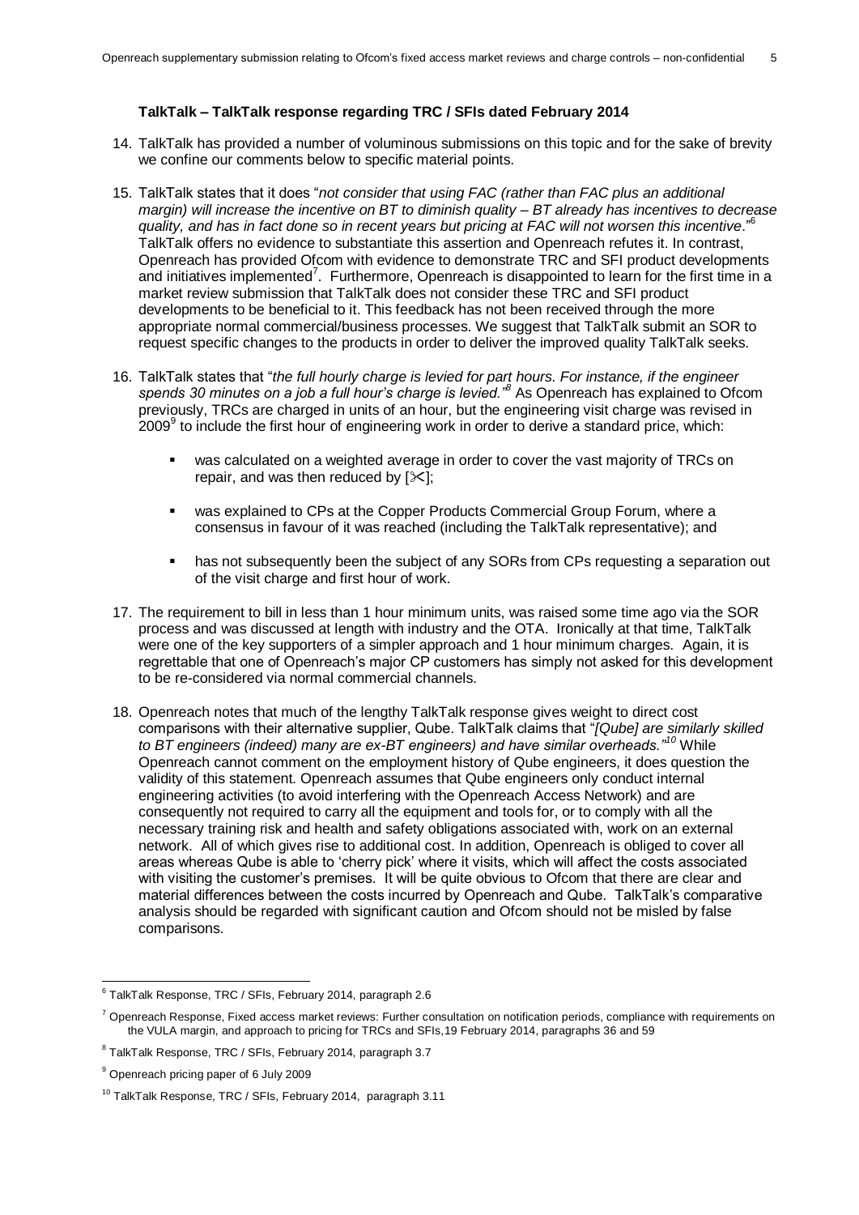**TalkTalk – TalkTalk response regarding TRC / SFIs dated February 2014**

14. TalkTalk has provided a number of voluminous submissions on this topic and for the sake of brevity we confine our comments below to specific material points.

15. TalkTalk states that it does "*not consider that using FAC (rather than FAC plus an additional margin) will increase the incentive on BT to diminish quality – BT already has incentives to decrease quality, and has in fact done so in recent years but pricing at FAC will not worsen this incentive*."[6] TalkTalk offers no evidence to substantiate this assertion and Openreach refutes it. In contrast, Openreach has provided Ofcom with evidence to demonstrate TRC and SFI product developments and initiatives implemented[7]. Furthermore, Openreach is disappointed to learn for the first time in a market review submission that TalkTalk does not consider these TRC and SFI product developments to be beneficial to it. This feedback has not been received through the more appropriate normal commercial/business processes. We suggest that TalkTalk submit an SOR to request specific changes to the products in order to deliver the improved quality TalkTalk seeks.

16. TalkTalk states that "*the full hourly charge is levied for part hours. For instance, if the engineer spends 30 minutes on a job a full hour's charge is levied.*"[8] As Openreach has explained to Ofcom previously, TRCs are charged in units of an hour, but the engineering visit charge was revised in 2009[9] to include the first hour of engineering work in order to derive a standard price, which:

    - was calculated on a weighted average in order to cover the vast majority of TRCs on repair, and was then reduced by [✂];
    - was explained to CPs at the Copper Products Commercial Group Forum, where a consensus in favour of it was reached (including the TalkTalk representative); and
    - has not subsequently been the subject of any SORs from CPs requesting a separation out of the visit charge and first hour of work.

17. The requirement to bill in less than 1 hour minimum units, was raised some time ago via the SOR process and was discussed at length with industry and the OTA. Ironically at that time, TalkTalk were one of the key supporters of a simpler approach and 1 hour minimum charges. Again, it is regrettable that one of Openreach's major CP customers has simply not asked for this development to be re-considered via normal commercial channels.

18. Openreach notes that much of the lengthy TalkTalk response gives weight to direct cost comparisons with their alternative supplier, Qube. TalkTalk claims that "*[Qube] are similarly skilled to BT engineers (indeed) many are ex-BT engineers) and have similar overheads.*"[10] While Openreach cannot comment on the employment history of Qube engineers, it does question the validity of this statement. Openreach assumes that Qube engineers only conduct internal engineering activities (to avoid interfering with the Openreach Access Network) and are consequently not required to carry all the equipment and tools for, or to comply with all the necessary training risk and health and safety obligations associated with, work on an external network. All of which gives rise to additional cost. In addition, Openreach is obliged to cover all areas whereas Qube is able to 'cherry pick' where it visits, which will affect the costs associated with visiting the customer's premises. It will be quite obvious to Ofcom that there are clear and material differences between the costs incurred by Openreach and Qube. TalkTalk's comparative analysis should be regarded with significant caution and Ofcom should not be misled by false comparisons.

---

[6] TalkTalk Response, TRC / SFIs, February 2014, paragraph 2.6

[7] Openreach Response, Fixed access market reviews: Further consultation on notification periods, compliance with requirements on the VULA margin, and approach to pricing for TRCs and SFIs,19 February 2014, paragraphs 36 and 59

[8] TalkTalk Response, TRC / SFIs, February 2014, paragraph 3.7

[9] Openreach pricing paper of 6 July 2009

[10] TalkTalk Response, TRC / SFIs, February 2014, paragraph 3.11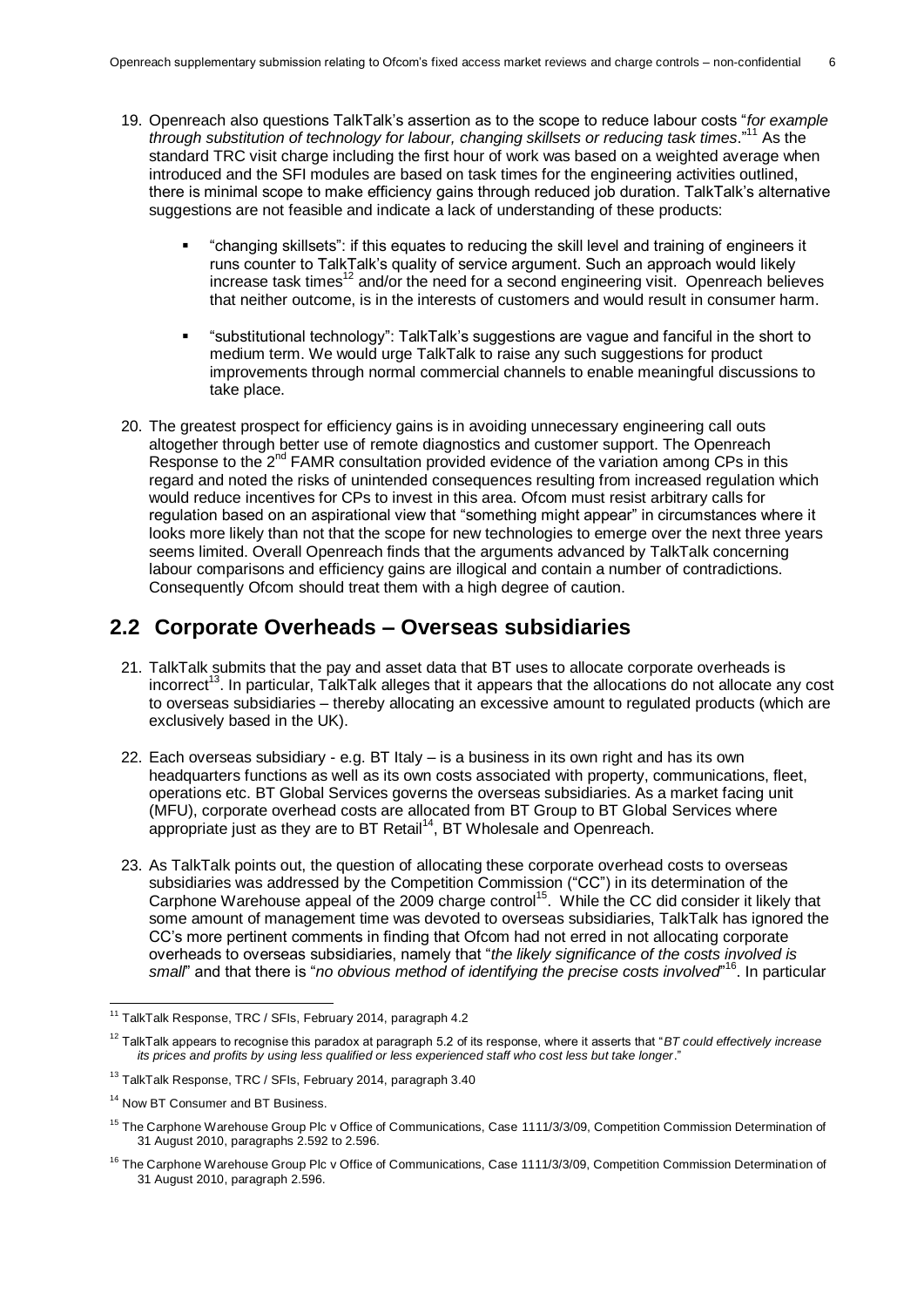19. Openreach also questions TalkTalk's assertion as to the scope to reduce labour costs "*for example through substitution of technology for labour, changing skillsets or reducing task times*."[11] As the standard TRC visit charge including the first hour of work was based on a weighted average when introduced and the SFI modules are based on task times for the engineering activities outlined, there is minimal scope to make efficiency gains through reduced job duration. TalkTalk's alternative suggestions are not feasible and indicate a lack of understanding of these products:

   - "changing skillsets": if this equates to reducing the skill level and training of engineers it runs counter to TalkTalk's quality of service argument. Such an approach would likely increase task times[12] and/or the need for a second engineering visit. Openreach believes that neither outcome, is in the interests of customers and would result in consumer harm.

   - "substitutional technology": TalkTalk's suggestions are vague and fanciful in the short to medium term. We would urge TalkTalk to raise any such suggestions for product improvements through normal commercial channels to enable meaningful discussions to take place.

20. The greatest prospect for efficiency gains is in avoiding unnecessary engineering call outs altogether through better use of remote diagnostics and customer support. The Openreach Response to the 2nd FAMR consultation provided evidence of the variation among CPs in this regard and noted the risks of unintended consequences resulting from increased regulation which would reduce incentives for CPs to invest in this area. Ofcom must resist arbitrary calls for regulation based on an aspirational view that "something might appear" in circumstances where it looks more likely than not that the scope for new technologies to emerge over the next three years seems limited. Overall Openreach finds that the arguments advanced by TalkTalk concerning labour comparisons and efficiency gains are illogical and contain a number of contradictions. Consequently Ofcom should treat them with a high degree of caution.

## 2.2 Corporate Overheads – Overseas subsidiaries

21. TalkTalk submits that the pay and asset data that BT uses to allocate corporate overheads is incorrect[13]. In particular, TalkTalk alleges that it appears that the allocations do not allocate any cost to overseas subsidiaries – thereby allocating an excessive amount to regulated products (which are exclusively based in the UK).

22. Each overseas subsidiary - e.g. BT Italy – is a business in its own right and has its own headquarters functions as well as its own costs associated with property, communications, fleet, operations etc. BT Global Services governs the overseas subsidiaries. As a market facing unit (MFU), corporate overhead costs are allocated from BT Group to BT Global Services where appropriate just as they are to BT Retail[14], BT Wholesale and Openreach.

23. As TalkTalk points out, the question of allocating these corporate overhead costs to overseas subsidiaries was addressed by the Competition Commission ("CC") in its determination of the Carphone Warehouse appeal of the 2009 charge control[15]. While the CC did consider it likely that some amount of management time was devoted to overseas subsidiaries, TalkTalk has ignored the CC's more pertinent comments in finding that Ofcom had not erred in not allocating corporate overheads to overseas subsidiaries, namely that "*the likely significance of the costs involved is small*" and that there is "*no obvious method of identifying the precise costs involved*"[16]. In particular

---

[11] TalkTalk Response, TRC / SFIs, February 2014, paragraph 4.2

[12] TalkTalk appears to recognise this paradox at paragraph 5.2 of its response, where it asserts that "*BT could effectively increase its prices and profits by using less qualified or less experienced staff who cost less but take longer*."

[13] TalkTalk Response, TRC / SFIs, February 2014, paragraph 3.40

[14] Now BT Consumer and BT Business.

[15] The Carphone Warehouse Group Plc v Office of Communications, Case 1111/3/3/09, Competition Commission Determination of 31 August 2010, paragraphs 2.592 to 2.596.

[16] The Carphone Warehouse Group Plc v Office of Communications, Case 1111/3/3/09, Competition Commission Determination of 31 August 2010, paragraph 2.596.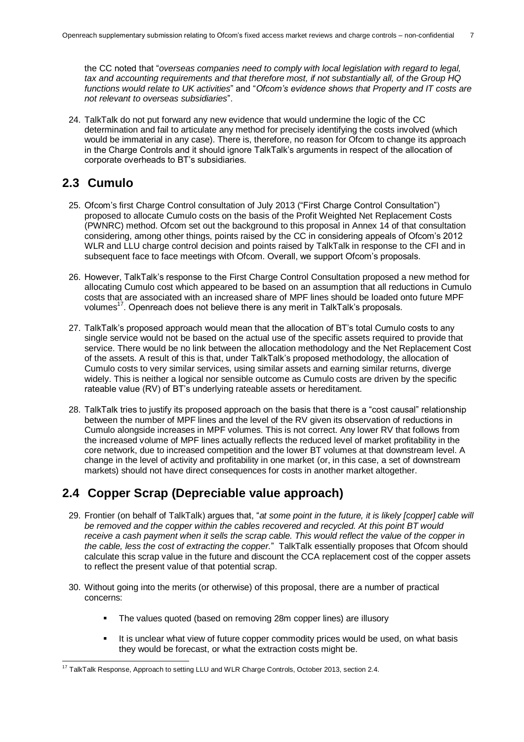the CC noted that "*overseas companies need to comply with local legislation with regard to legal, tax and accounting requirements and that therefore most, if not substantially all, of the Group HQ functions would relate to UK activities*" and "*Ofcom's evidence shows that Property and IT costs are not relevant to overseas subsidiaries*".

24. TalkTalk do not put forward any new evidence that would undermine the logic of the CC determination and fail to articulate any method for precisely identifying the costs involved (which would be immaterial in any case). There is, therefore, no reason for Ofcom to change its approach in the Charge Controls and it should ignore TalkTalk's arguments in respect of the allocation of corporate overheads to BT's subsidiaries.

## 2.3 Cumulo

25. Ofcom's first Charge Control consultation of July 2013 ("First Charge Control Consultation") proposed to allocate Cumulo costs on the basis of the Profit Weighted Net Replacement Costs (PWNRC) method. Ofcom set out the background to this proposal in Annex 14 of that consultation considering, among other things, points raised by the CC in considering appeals of Ofcom's 2012 WLR and LLU charge control decision and points raised by TalkTalk in response to the CFI and in subsequent face to face meetings with Ofcom. Overall, we support Ofcom's proposals.

26. However, TalkTalk's response to the First Charge Control Consultation proposed a new method for allocating Cumulo cost which appeared to be based on an assumption that all reductions in Cumulo costs that are associated with an increased share of MPF lines should be loaded onto future MPF volumes[17]. Openreach does not believe there is any merit in TalkTalk's proposals.

27. TalkTalk's proposed approach would mean that the allocation of BT's total Cumulo costs to any single service would not be based on the actual use of the specific assets required to provide that service. There would be no link between the allocation methodology and the Net Replacement Cost of the assets. A result of this is that, under TalkTalk's proposed methodology, the allocation of Cumulo costs to very similar services, using similar assets and earning similar returns, diverge widely. This is neither a logical nor sensible outcome as Cumulo costs are driven by the specific rateable value (RV) of BT's underlying rateable assets or hereditament.

28. TalkTalk tries to justify its proposed approach on the basis that there is a "cost causal" relationship between the number of MPF lines and the level of the RV given its observation of reductions in Cumulo alongside increases in MPF volumes. This is not correct. Any lower RV that follows from the increased volume of MPF lines actually reflects the reduced level of market profitability in the core network, due to increased competition and the lower BT volumes at that downstream level. A change in the level of activity and profitability in one market (or, in this case, a set of downstream markets) should not have direct consequences for costs in another market altogether.

## 2.4 Copper Scrap (Depreciable value approach)

29. Frontier (on behalf of TalkTalk) argues that, "*at some point in the future, it is likely [copper] cable will be removed and the copper within the cables recovered and recycled. At this point BT would receive a cash payment when it sells the scrap cable. This would reflect the value of the copper in the cable, less the cost of extracting the copper.*" TalkTalk essentially proposes that Ofcom should calculate this scrap value in the future and discount the CCA replacement cost of the copper assets to reflect the present value of that potential scrap.

30. Without going into the merits (or otherwise) of this proposal, there are a number of practical concerns:

    - The values quoted (based on removing 28m copper lines) are illusory
    - It is unclear what view of future copper commodity prices would be used, on what basis they would be forecast, or what the extraction costs might be.

[17] TalkTalk Response, Approach to setting LLU and WLR Charge Controls, October 2013, section 2.4.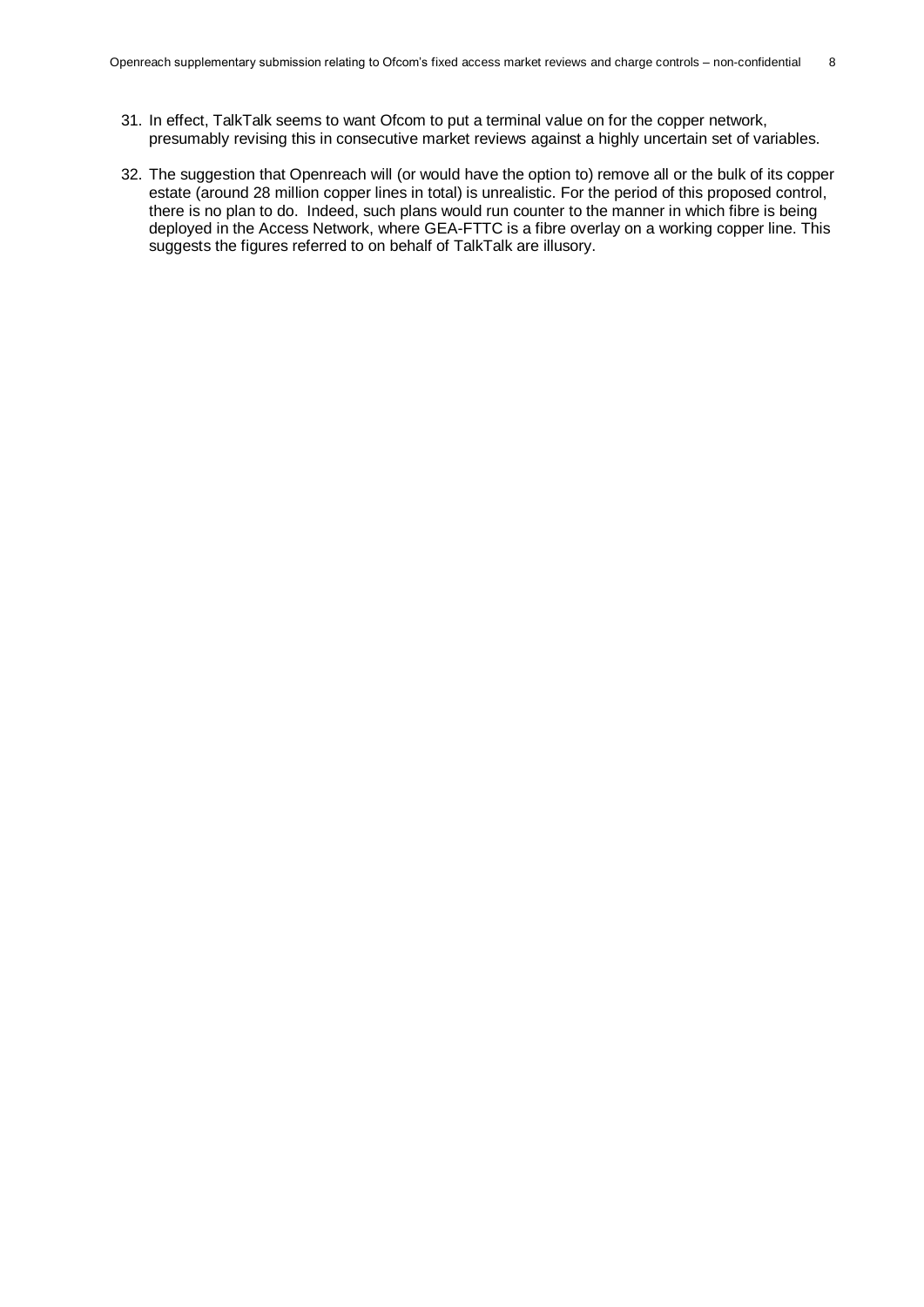31. In effect, TalkTalk seems to want Ofcom to put a terminal value on for the copper network, presumably revising this in consecutive market reviews against a highly uncertain set of variables.

32. The suggestion that Openreach will (or would have the option to) remove all or the bulk of its copper estate (around 28 million copper lines in total) is unrealistic. For the period of this proposed control, there is no plan to do. Indeed, such plans would run counter to the manner in which fibre is being deployed in the Access Network, where GEA-FTTC is a fibre overlay on a working copper line. This suggests the figures referred to on behalf of TalkTalk are illusory.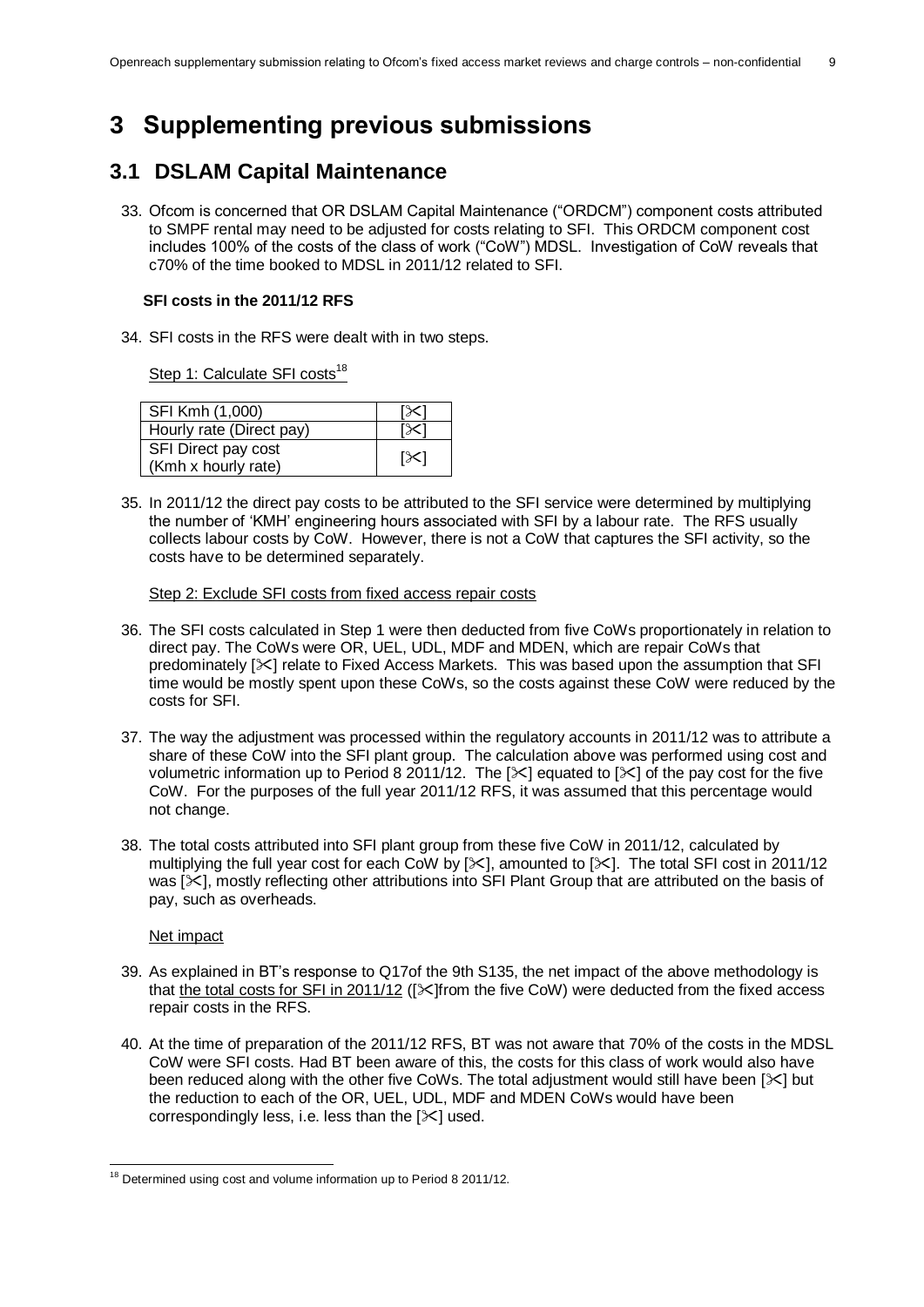# 3 Supplementing previous submissions

## 3.1 DSLAM Capital Maintenance

33. Ofcom is concerned that OR DSLAM Capital Maintenance ("ORDCM") component costs attributed to SMPF rental may need to be adjusted for costs relating to SFI. This ORDCM component cost includes 100% of the costs of the class of work ("CoW") MDSL. Investigation of CoW reveals that c70% of the time booked to MDSL in 2011/12 related to SFI.

**SFI costs in the 2011/12 RFS**

34. SFI costs in the RFS were dealt with in two steps.

Step 1: Calculate SFI costs[18]

| | |
|---|---|
| SFI Kmh (1,000) | [✂] |
| Hourly rate (Direct pay) | [✂] |
| SFI Direct pay cost (Kmh x hourly rate) | [✂] |

35. In 2011/12 the direct pay costs to be attributed to the SFI service were determined by multiplying the number of 'KMH' engineering hours associated with SFI by a labour rate. The RFS usually collects labour costs by CoW. However, there is not a CoW that captures the SFI activity, so the costs have to be determined separately.

Step 2: Exclude SFI costs from fixed access repair costs

36. The SFI costs calculated in Step 1 were then deducted from five CoWs proportionately in relation to direct pay. The CoWs were OR, UEL, UDL, MDF and MDEN, which are repair CoWs that predominately [✂] relate to Fixed Access Markets. This was based upon the assumption that SFI time would be mostly spent upon these CoWs, so the costs against these CoW were reduced by the costs for SFI.

37. The way the adjustment was processed within the regulatory accounts in 2011/12 was to attribute a share of these CoW into the SFI plant group. The calculation above was performed using cost and volumetric information up to Period 8 2011/12. The [✂] equated to [✂] of the pay cost for the five CoW. For the purposes of the full year 2011/12 RFS, it was assumed that this percentage would not change.

38. The total costs attributed into SFI plant group from these five CoW in 2011/12, calculated by multiplying the full year cost for each CoW by [✂], amounted to [✂]. The total SFI cost in 2011/12 was [✂], mostly reflecting other attributions into SFI Plant Group that are attributed on the basis of pay, such as overheads.

Net impact

39. As explained in BT's response to Q17of the 9th S135, the net impact of the above methodology is that the total costs for SFI in 2011/12 ([✂]from the five CoW) were deducted from the fixed access repair costs in the RFS.

40. At the time of preparation of the 2011/12 RFS, BT was not aware that 70% of the costs in the MDSL CoW were SFI costs. Had BT been aware of this, the costs for this class of work would also have been reduced along with the other five CoWs. The total adjustment would still have been [✂] but the reduction to each of the OR, UEL, UDL, MDF and MDEN CoWs would have been correspondingly less, i.e. less than the [✂] used.

[18] Determined using cost and volume information up to Period 8 2011/12.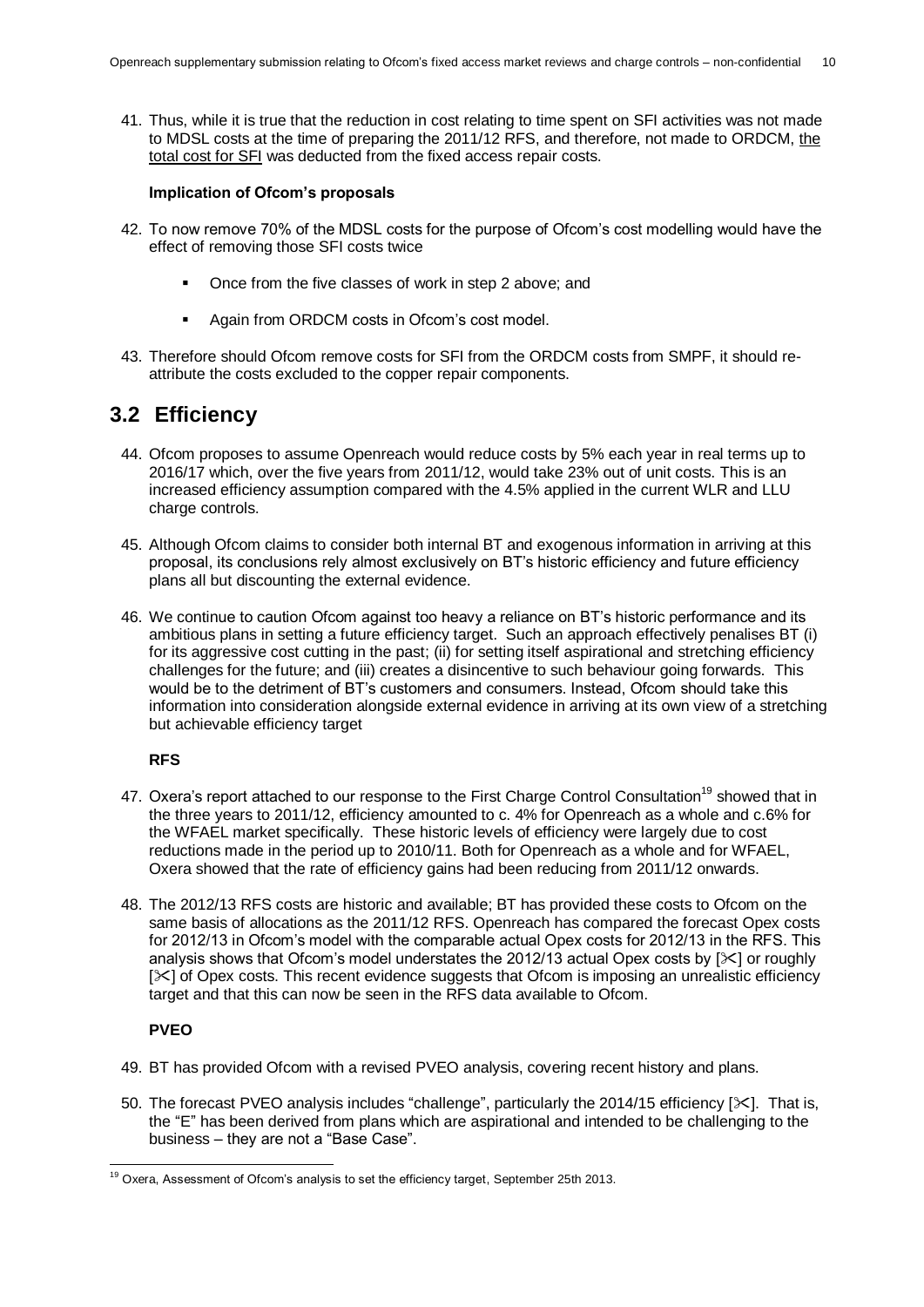41. Thus, while it is true that the reduction in cost relating to time spent on SFI activities was not made to MDSL costs at the time of preparing the 2011/12 RFS, and therefore, not made to ORDCM, the total cost for SFI was deducted from the fixed access repair costs.

**Implication of Ofcom's proposals**

42. To now remove 70% of the MDSL costs for the purpose of Ofcom's cost modelling would have the effect of removing those SFI costs twice

    - Once from the five classes of work in step 2 above; and
    - Again from ORDCM costs in Ofcom's cost model.

43. Therefore should Ofcom remove costs for SFI from the ORDCM costs from SMPF, it should re-attribute the costs excluded to the copper repair components.

## 3.2 Efficiency

44. Ofcom proposes to assume Openreach would reduce costs by 5% each year in real terms up to 2016/17 which, over the five years from 2011/12, would take 23% out of unit costs. This is an increased efficiency assumption compared with the 4.5% applied in the current WLR and LLU charge controls.

45. Although Ofcom claims to consider both internal BT and exogenous information in arriving at this proposal, its conclusions rely almost exclusively on BT's historic efficiency and future efficiency plans all but discounting the external evidence.

46. We continue to caution Ofcom against too heavy a reliance on BT's historic performance and its ambitious plans in setting a future efficiency target. Such an approach effectively penalises BT (i) for its aggressive cost cutting in the past; (ii) for setting itself aspirational and stretching efficiency challenges for the future; and (iii) creates a disincentive to such behaviour going forwards. This would be to the detriment of BT's customers and consumers. Instead, Ofcom should take this information into consideration alongside external evidence in arriving at its own view of a stretching but achievable efficiency target

**RFS**

47. Oxera's report attached to our response to the First Charge Control Consultation[19] showed that in the three years to 2011/12, efficiency amounted to c. 4% for Openreach as a whole and c.6% for the WFAEL market specifically. These historic levels of efficiency were largely due to cost reductions made in the period up to 2010/11. Both for Openreach as a whole and for WFAEL, Oxera showed that the rate of efficiency gains had been reducing from 2011/12 onwards.

48. The 2012/13 RFS costs are historic and available; BT has provided these costs to Ofcom on the same basis of allocations as the 2011/12 RFS. Openreach has compared the forecast Opex costs for 2012/13 in Ofcom's model with the comparable actual Opex costs for 2012/13 in the RFS. This analysis shows that Ofcom's model understates the 2012/13 actual Opex costs by [✂] or roughly [✂] of Opex costs. This recent evidence suggests that Ofcom is imposing an unrealistic efficiency target and that this can now be seen in the RFS data available to Ofcom.

**PVEO**

49. BT has provided Ofcom with a revised PVEO analysis, covering recent history and plans.

50. The forecast PVEO analysis includes "challenge", particularly the 2014/15 efficiency [✂]. That is, the "E" has been derived from plans which are aspirational and intended to be challenging to the business – they are not a "Base Case".

[19] Oxera, Assessment of Ofcom's analysis to set the efficiency target, September 25th 2013.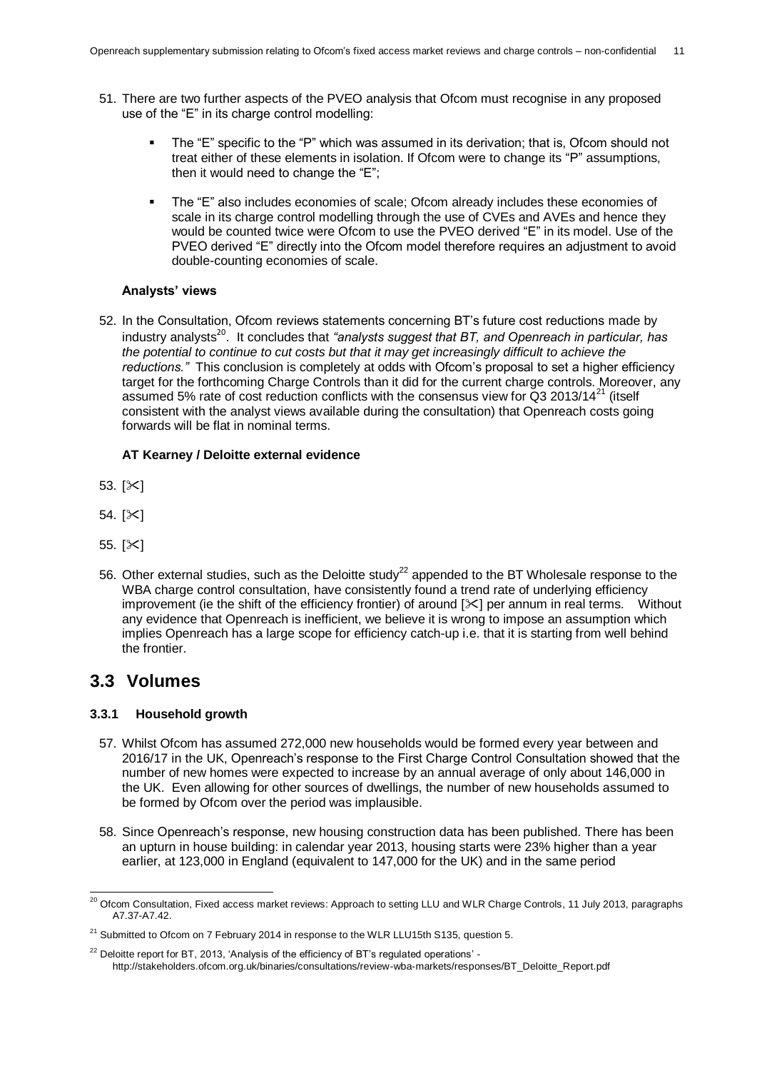51. There are two further aspects of the PVEO analysis that Ofcom must recognise in any proposed use of the "E" in its charge control modelling:

    - The "E" specific to the "P" which was assumed in its derivation; that is, Ofcom should not treat either of these elements in isolation. If Ofcom were to change its "P" assumptions, then it would need to change the "E";

    - The "E" also includes economies of scale; Ofcom already includes these economies of scale in its charge control modelling through the use of CVEs and AVEs and hence they would be counted twice were Ofcom to use the PVEO derived "E" in its model. Use of the PVEO derived "E" directly into the Ofcom model therefore requires an adjustment to avoid double-counting economies of scale.

**Analysts' views**

52. In the Consultation, Ofcom reviews statements concerning BT's future cost reductions made by industry analysts[20]. It concludes that *"analysts suggest that BT, and Openreach in particular, has the potential to continue to cut costs but that it may get increasingly difficult to achieve the reductions."* This conclusion is completely at odds with Ofcom's proposal to set a higher efficiency target for the forthcoming Charge Controls than it did for the current charge controls. Moreover, any assumed 5% rate of cost reduction conflicts with the consensus view for Q3 2013/14[21] (itself consistent with the analyst views available during the consultation) that Openreach costs going forwards will be flat in nominal terms.

**AT Kearney / Deloitte external evidence**

53. [✂]

54. [✂]

55. [✂]

56. Other external studies, such as the Deloitte study[22] appended to the BT Wholesale response to the WBA charge control consultation, have consistently found a trend rate of underlying efficiency improvement (ie the shift of the efficiency frontier) of around [✂] per annum in real terms. Without any evidence that Openreach is inefficient, we believe it is wrong to impose an assumption which implies Openreach has a large scope for efficiency catch-up i.e. that it is starting from well behind the frontier.

## 3.3 Volumes

### 3.3.1 Household growth

57. Whilst Ofcom has assumed 272,000 new households would be formed every year between and 2016/17 in the UK, Openreach's response to the First Charge Control Consultation showed that the number of new homes were expected to increase by an annual average of only about 146,000 in the UK. Even allowing for other sources of dwellings, the number of new households assumed to be formed by Ofcom over the period was implausible.

58. Since Openreach's response, new housing construction data has been published. There has been an upturn in house building: in calendar year 2013, housing starts were 23% higher than a year earlier, at 123,000 in England (equivalent to 147,000 for the UK) and in the same period

---

[20] Ofcom Consultation, Fixed access market reviews: Approach to setting LLU and WLR Charge Controls, 11 July 2013, paragraphs A7.37-A7.42.

[21] Submitted to Ofcom on 7 February 2014 in response to the WLR LLU15th S135, question 5.

[22] Deloitte report for BT, 2013, 'Analysis of the efficiency of BT's regulated operations' - http://stakeholders.ofcom.org.uk/binaries/consultations/review-wba-markets/responses/BT_Deloitte_Report.pdf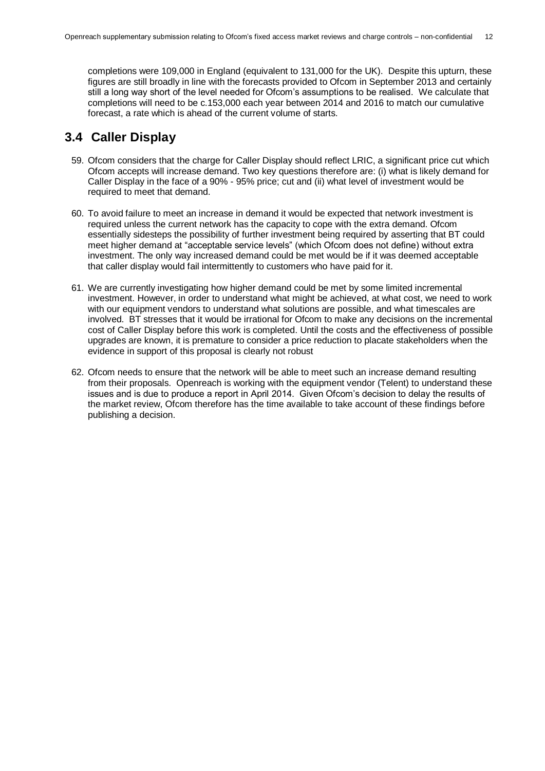completions were 109,000 in England (equivalent to 131,000 for the UK). Despite this upturn, these figures are still broadly in line with the forecasts provided to Ofcom in September 2013 and certainly still a long way short of the level needed for Ofcom's assumptions to be realised. We calculate that completions will need to be c.153,000 each year between 2014 and 2016 to match our cumulative forecast, a rate which is ahead of the current volume of starts.

## 3.4 Caller Display

59. Ofcom considers that the charge for Caller Display should reflect LRIC, a significant price cut which Ofcom accepts will increase demand. Two key questions therefore are: (i) what is likely demand for Caller Display in the face of a 90% - 95% price; cut and (ii) what level of investment would be required to meet that demand.

60. To avoid failure to meet an increase in demand it would be expected that network investment is required unless the current network has the capacity to cope with the extra demand. Ofcom essentially sidesteps the possibility of further investment being required by asserting that BT could meet higher demand at "acceptable service levels" (which Ofcom does not define) without extra investment. The only way increased demand could be met would be if it was deemed acceptable that caller display would fail intermittently to customers who have paid for it.

61. We are currently investigating how higher demand could be met by some limited incremental investment. However, in order to understand what might be achieved, at what cost, we need to work with our equipment vendors to understand what solutions are possible, and what timescales are involved. BT stresses that it would be irrational for Ofcom to make any decisions on the incremental cost of Caller Display before this work is completed. Until the costs and the effectiveness of possible upgrades are known, it is premature to consider a price reduction to placate stakeholders when the evidence in support of this proposal is clearly not robust

62. Ofcom needs to ensure that the network will be able to meet such an increase demand resulting from their proposals. Openreach is working with the equipment vendor (Telent) to understand these issues and is due to produce a report in April 2014. Given Ofcom's decision to delay the results of the market review, Ofcom therefore has the time available to take account of these findings before publishing a decision.